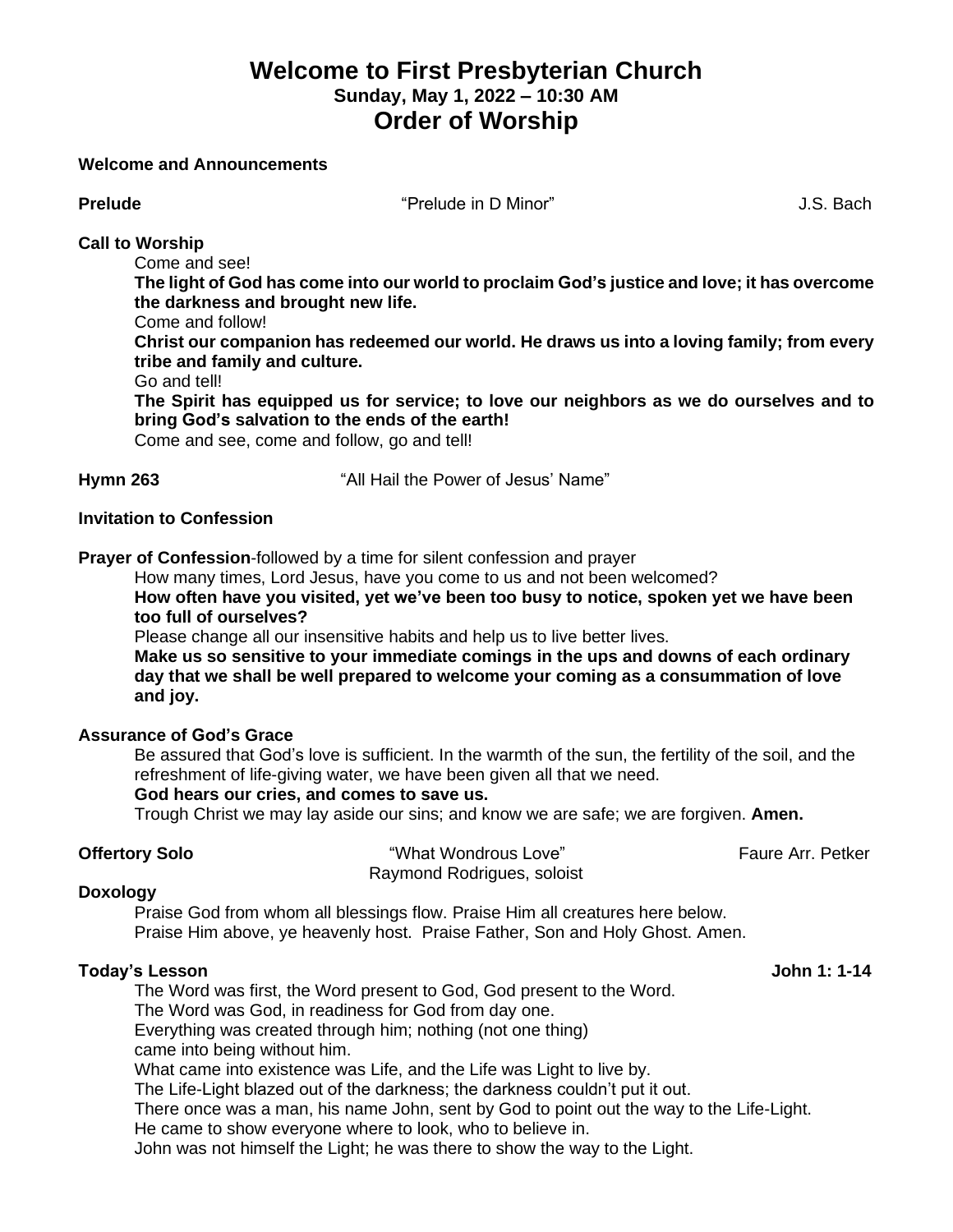# Welcome to First Presbyterian Church

**Sunday, May 1, 2022 – 10:30 AM**

## Order of Worship

**Welcome and Announcements**

**Prelude** "Prelude in D Minor" J.S. Bach

**Call to Worship**

Come and see!

**The light of God has come into our world to proclaim God's justice and love; it has overcome the darkness and brought new life.**

Come and follow!

**Christ our companion has redeemed our world. He draws us into a loving family; from every tribe and family and culture.**

Go and tell!

**The Spirit has equipped us for service; to love our neighbors as we do ourselves and to bring God's salvation to the ends of the earth!**

Come and see, come and follow, go and tell!

**Hymn 263** "All Hail the Power of Jesus' Name"

**Invitation to Confession**

**Prayer of Confession**-followed by a time for silent confession and prayer

How many times, Lord Jesus, have you come to us and not been welcomed?

**How often have you visited, yet we've been too busy to notice, spoken yet we have been too full of ourselves?**

Please change all our insensitive habits and help us to live better lives.

**Make us so sensitive to your immediate comings in the ups and downs of each ordinary day that we shall be well prepared to welcome your coming as a consummation of love and joy.**

**Assurance of God's Grace**

Be assured that God's love is sufficient. In the warmth of the sun, the fertility of the soil, and the refreshment of life-giving water, we have been given all that we need.

**God hears our cries, and comes to save us.**

Trough Christ we may lay aside our sins; and know we are safe; we are forgiven. **Amen.**

**Offertory Solo** "What Wondrous Love" Faure Arr. Petker
Raymond Rodrigues, soloist

**Doxology**

Praise God from whom all blessings flow. Praise Him all creatures here below.
Praise Him above, ye heavenly host. Praise Father, Son and Holy Ghost. Amen.

**Today's Lesson** **John 1: 1-14**

The Word was first, the Word present to God, God present to the Word.
The Word was God, in readiness for God from day one.
Everything was created through him; nothing (not one thing)
came into being without him.
What came into existence was Life, and the Life was Light to live by.
The Life-Light blazed out of the darkness; the darkness couldn't put it out.
There once was a man, his name John, sent by God to point out the way to the Life-Light.
He came to show everyone where to look, who to believe in.
John was not himself the Light; he was there to show the way to the Light.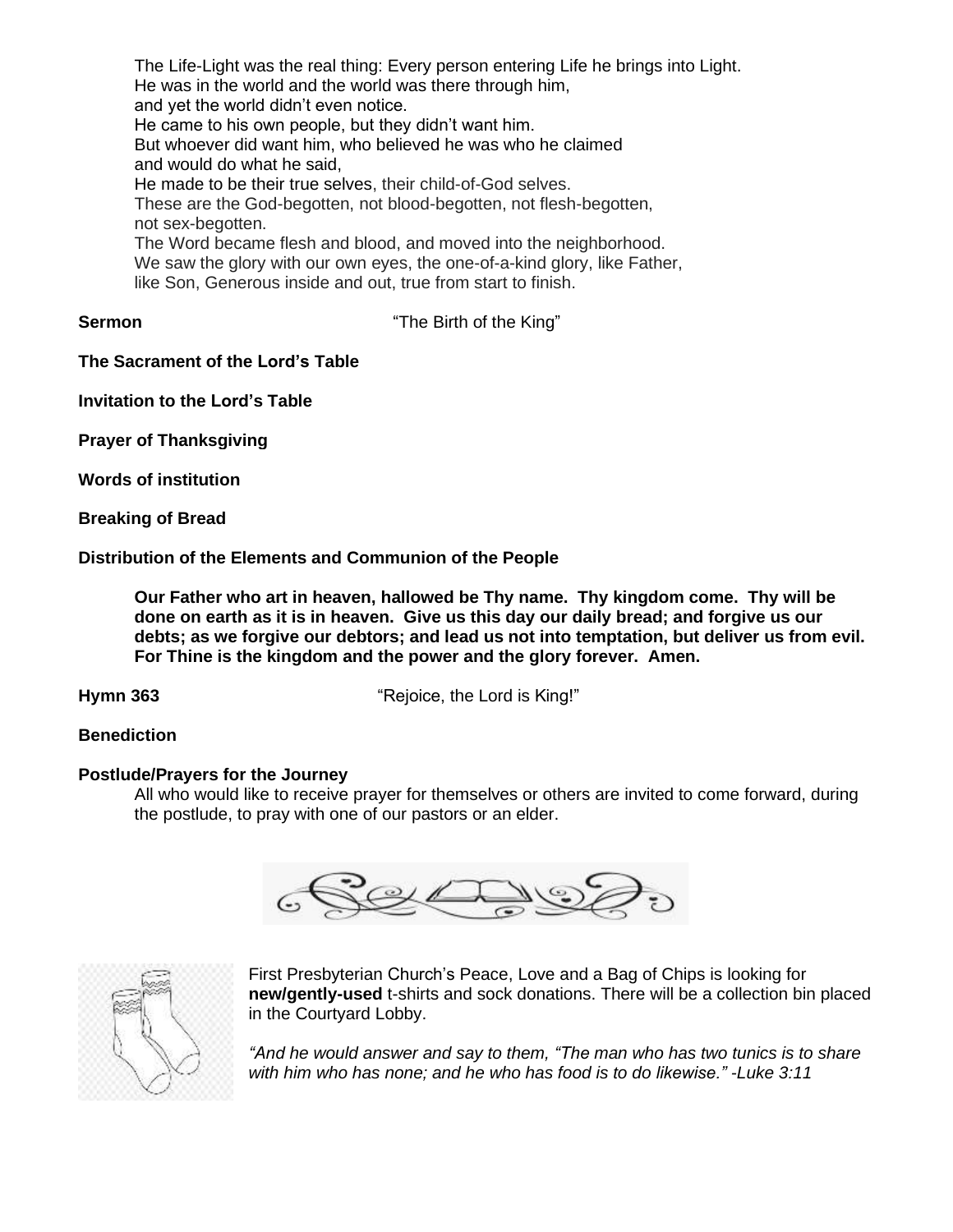The Life-Light was the real thing: Every person entering Life he brings into Light.
He was in the world and the world was there through him,
and yet the world didn't even notice.
He came to his own people, but they didn't want him.
But whoever did want him, who believed he was who he claimed
and would do what he said,
He made to be their true selves, their child-of-God selves.
These are the God-begotten, not blood-begotten, not flesh-begotten,
not sex-begotten.
The Word became flesh and blood, and moved into the neighborhood.
We saw the glory with our own eyes, the one-of-a-kind glory, like Father,
like Son, Generous inside and out, true from start to finish.

**Sermon** "The Birth of the King"

**The Sacrament of the Lord's Table**

**Invitation to the Lord's Table**

**Prayer of Thanksgiving**

**Words of institution**

**Breaking of Bread**

**Distribution of the Elements and Communion of the People**

**Our Father who art in heaven, hallowed be Thy name. Thy kingdom come. Thy will be done on earth as it is in heaven. Give us this day our daily bread; and forgive us our debts; as we forgive our debtors; and lead us not into temptation, but deliver us from evil. For Thine is the kingdom and the power and the glory forever. Amen.**

**Hymn 363** "Rejoice, the Lord is King!"

**Benediction**

**Postlude/Prayers for the Journey**

All who would like to receive prayer for themselves or others are invited to come forward, during the postlude, to pray with one of our pastors or an elder.

First Presbyterian Church's Peace, Love and a Bag of Chips is looking for **new/gently-used** t-shirts and sock donations. There will be a collection bin placed in the Courtyard Lobby.

*"And he would answer and say to them, "The man who has two tunics is to share with him who has none; and he who has food is to do likewise." -Luke 3:11*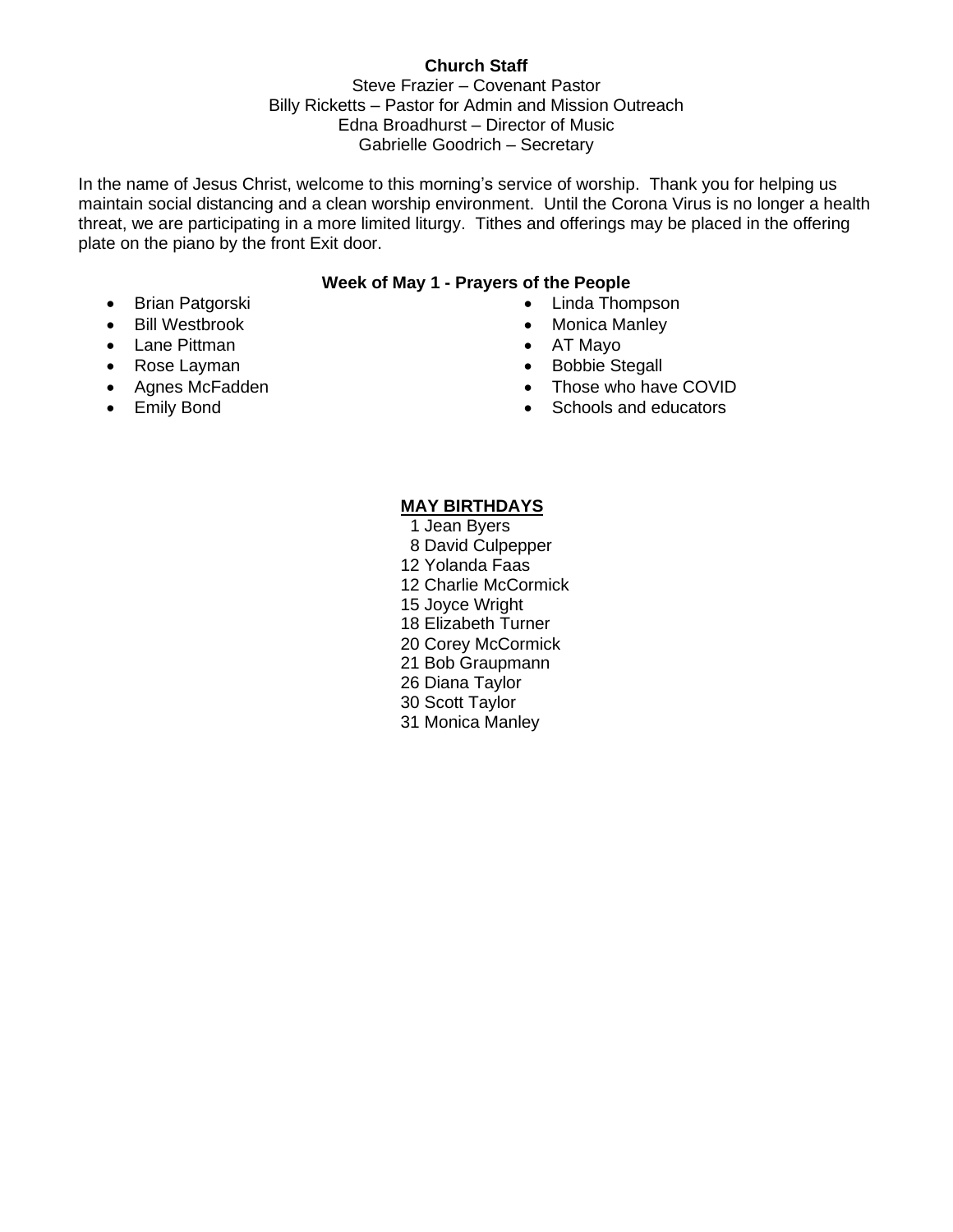**Church Staff**

Steve Frazier – Covenant Pastor
Billy Ricketts – Pastor for Admin and Mission Outreach
Edna Broadhurst – Director of Music
Gabrielle Goodrich – Secretary

In the name of Jesus Christ, welcome to this morning's service of worship. Thank you for helping us maintain social distancing and a clean worship environment. Until the Corona Virus is no longer a health threat, we are participating in a more limited liturgy. Tithes and offerings may be placed in the offering plate on the piano by the front Exit door.

**Week of May 1 - Prayers of the People**

- Brian Patgorski
- Bill Westbrook
- Lane Pittman
- Rose Layman
- Agnes McFadden
- Emily Bond
- Linda Thompson
- Monica Manley
- AT Mayo
- Bobbie Stegall
- Those who have COVID
- Schools and educators

**MAY BIRTHDAYS**

1 Jean Byers
8 David Culpepper
12 Yolanda Faas
12 Charlie McCormick
15 Joyce Wright
18 Elizabeth Turner
20 Corey McCormick
21 Bob Graupmann
26 Diana Taylor
30 Scott Taylor
31 Monica Manley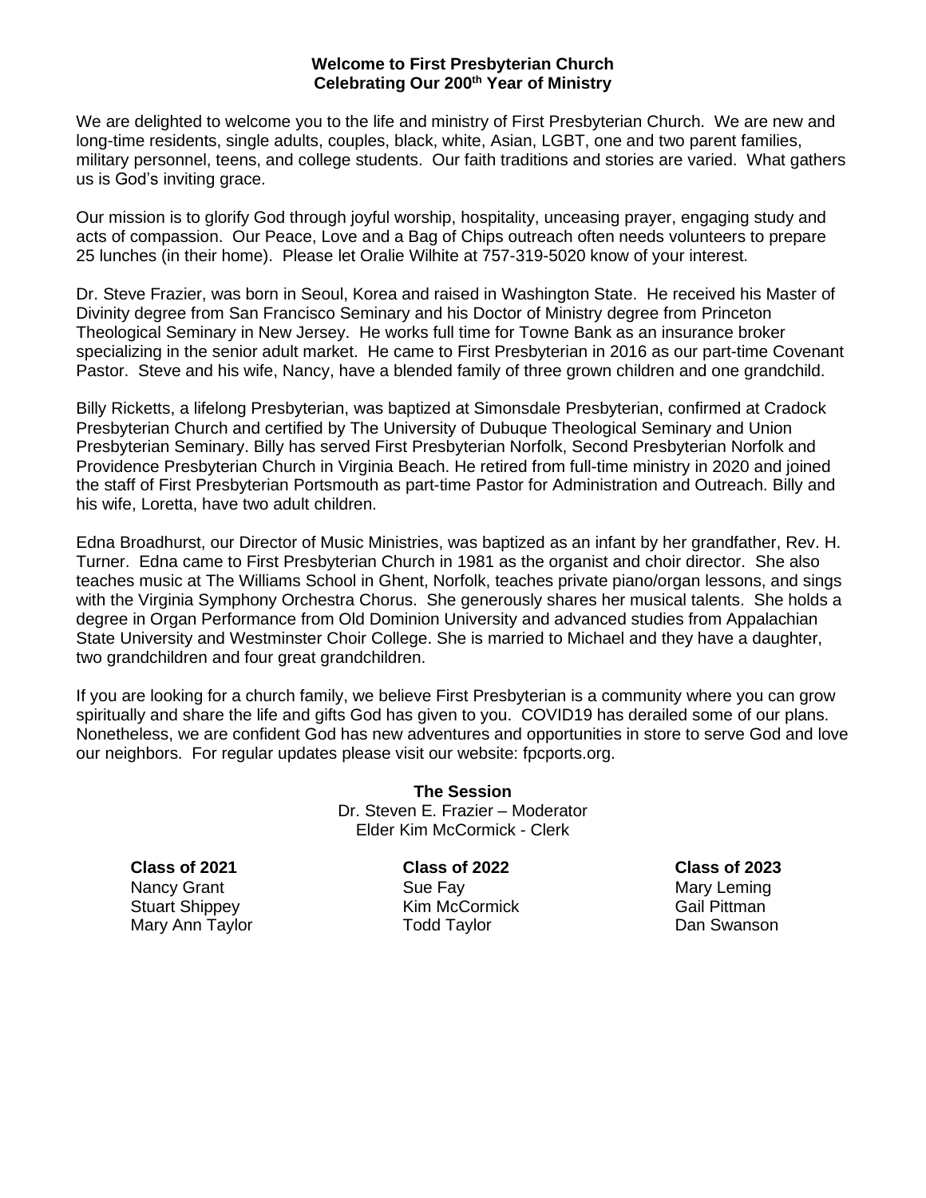**Welcome to First Presbyterian Church**
**Celebrating Our 200th Year of Ministry**

We are delighted to welcome you to the life and ministry of First Presbyterian Church. We are new and long-time residents, single adults, couples, black, white, Asian, LGBT, one and two parent families, military personnel, teens, and college students. Our faith traditions and stories are varied. What gathers us is God's inviting grace.

Our mission is to glorify God through joyful worship, hospitality, unceasing prayer, engaging study and acts of compassion. Our Peace, Love and a Bag of Chips outreach often needs volunteers to prepare 25 lunches (in their home). Please let Oralie Wilhite at 757-319-5020 know of your interest.

Dr. Steve Frazier, was born in Seoul, Korea and raised in Washington State. He received his Master of Divinity degree from San Francisco Seminary and his Doctor of Ministry degree from Princeton Theological Seminary in New Jersey. He works full time for Towne Bank as an insurance broker specializing in the senior adult market. He came to First Presbyterian in 2016 as our part-time Covenant Pastor. Steve and his wife, Nancy, have a blended family of three grown children and one grandchild.

Billy Ricketts, a lifelong Presbyterian, was baptized at Simonsdale Presbyterian, confirmed at Cradock Presbyterian Church and certified by The University of Dubuque Theological Seminary and Union Presbyterian Seminary. Billy has served First Presbyterian Norfolk, Second Presbyterian Norfolk and Providence Presbyterian Church in Virginia Beach. He retired from full-time ministry in 2020 and joined the staff of First Presbyterian Portsmouth as part-time Pastor for Administration and Outreach. Billy and his wife, Loretta, have two adult children.

Edna Broadhurst, our Director of Music Ministries, was baptized as an infant by her grandfather, Rev. H. Turner. Edna came to First Presbyterian Church in 1981 as the organist and choir director. She also teaches music at The Williams School in Ghent, Norfolk, teaches private piano/organ lessons, and sings with the Virginia Symphony Orchestra Chorus. She generously shares her musical talents. She holds a degree in Organ Performance from Old Dominion University and advanced studies from Appalachian State University and Westminster Choir College. She is married to Michael and they have a daughter, two grandchildren and four great grandchildren.

If you are looking for a church family, we believe First Presbyterian is a community where you can grow spiritually and share the life and gifts God has given to you. COVID19 has derailed some of our plans. Nonetheless, we are confident God has new adventures and opportunities in store to serve God and love our neighbors. For regular updates please visit our website: fpcports.org.

**The Session**
Dr. Steven E. Frazier – Moderator
Elder Kim McCormick - Clerk

| **Class of 2021** | **Class of 2022** | **Class of 2023** |
|---|---|---|
| Nancy Grant | Sue Fay | Mary Leming |
| Stuart Shippey | Kim McCormick | Gail Pittman |
| Mary Ann Taylor | Todd Taylor | Dan Swanson |